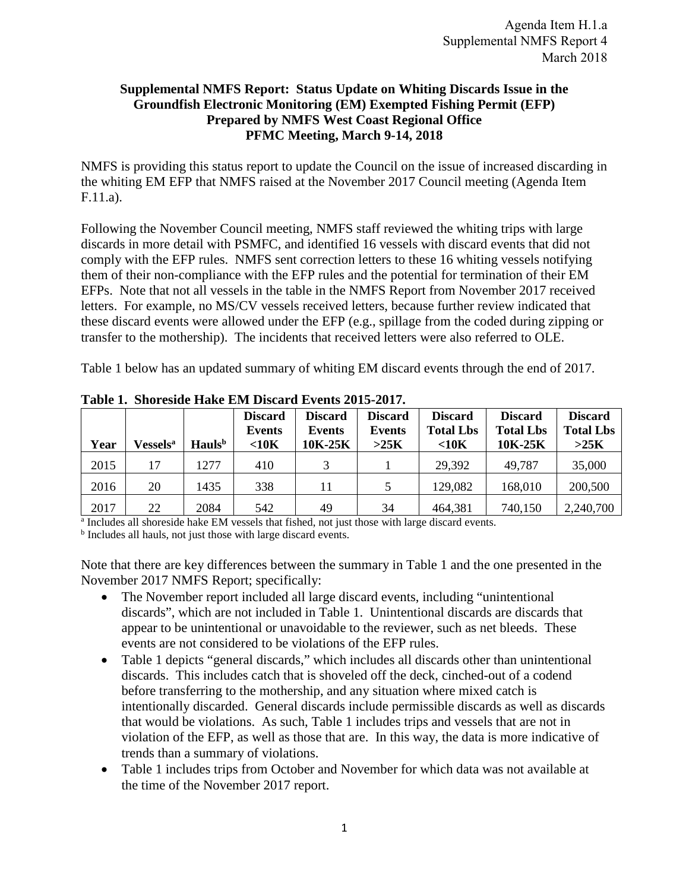Agenda Item H.1.a
Supplemental NMFS Report 4
March 2018

**Supplemental NMFS Report: Status Update on Whiting Discards Issue in the Groundfish Electronic Monitoring (EM) Exempted Fishing Permit (EFP)**
**Prepared by NMFS West Coast Regional Office**
**PFMC Meeting, March 9-14, 2018**

NMFS is providing this status report to update the Council on the issue of increased discarding in the whiting EM EFP that NMFS raised at the November 2017 Council meeting (Agenda Item F.11.a).

Following the November Council meeting, NMFS staff reviewed the whiting trips with large discards in more detail with PSMFC, and identified 16 vessels with discard events that did not comply with the EFP rules. NMFS sent correction letters to these 16 whiting vessels notifying them of their non-compliance with the EFP rules and the potential for termination of their EM EFPs. Note that not all vessels in the table in the NMFS Report from November 2017 received letters. For example, no MS/CV vessels received letters, because further review indicated that these discard events were allowed under the EFP (e.g., spillage from the coded during zipping or transfer to the mothership). The incidents that received letters were also referred to OLE.

Table 1 below has an updated summary of whiting EM discard events through the end of 2017.

**Table 1. Shoreside Hake EM Discard Events 2015-2017.**

| Year | Vessels[a] | Hauls[b] | Discard Events <10K | Discard Events 10K-25K | Discard Events >25K | Discard Total Lbs <10K | Discard Total Lbs 10K-25K | Discard Total Lbs >25K |
|---|---|---|---|---|---|---|---|---|
| 2015 | 17 | 1277 | 410 | 3 | 1 | 29,392 | 49,787 | 35,000 |
| 2016 | 20 | 1435 | 338 | 11 | 5 | 129,082 | 168,010 | 200,500 |
| 2017 | 22 | 2084 | 542 | 49 | 34 | 464,381 | 740,150 | 2,240,700 |

[a] Includes all shoreside hake EM vessels that fished, not just those with large discard events.
[b] Includes all hauls, not just those with large discard events.

Note that there are key differences between the summary in Table 1 and the one presented in the November 2017 NMFS Report; specifically:

- The November report included all large discard events, including "unintentional discards", which are not included in Table 1. Unintentional discards are discards that appear to be unintentional or unavoidable to the reviewer, such as net bleeds. These events are not considered to be violations of the EFP rules.
- Table 1 depicts "general discards," which includes all discards other than unintentional discards. This includes catch that is shoveled off the deck, cinched-out of a codend before transferring to the mothership, and any situation where mixed catch is intentionally discarded. General discards include permissible discards as well as discards that would be violations. As such, Table 1 includes trips and vessels that are not in violation of the EFP, as well as those that are. In this way, the data is more indicative of trends than a summary of violations.
- Table 1 includes trips from October and November for which data was not available at the time of the November 2017 report.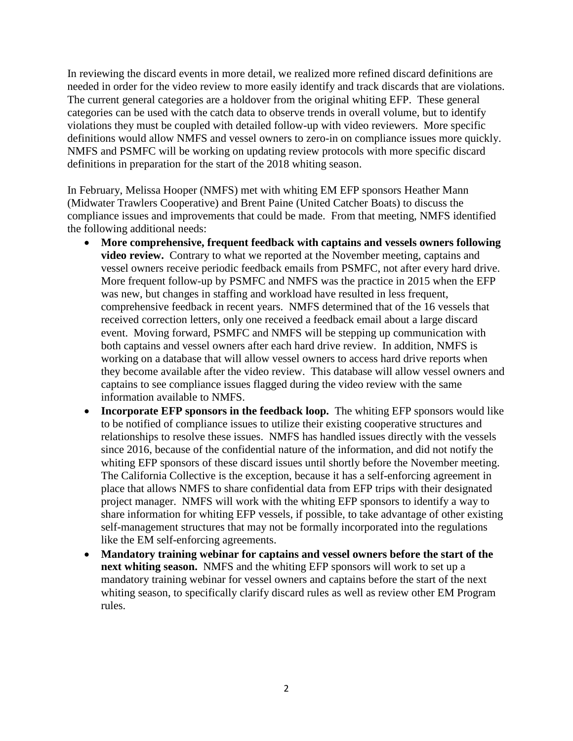In reviewing the discard events in more detail, we realized more refined discard definitions are needed in order for the video review to more easily identify and track discards that are violations. The current general categories are a holdover from the original whiting EFP. These general categories can be used with the catch data to observe trends in overall volume, but to identify violations they must be coupled with detailed follow-up with video reviewers. More specific definitions would allow NMFS and vessel owners to zero-in on compliance issues more quickly. NMFS and PSMFC will be working on updating review protocols with more specific discard definitions in preparation for the start of the 2018 whiting season.

In February, Melissa Hooper (NMFS) met with whiting EM EFP sponsors Heather Mann (Midwater Trawlers Cooperative) and Brent Paine (United Catcher Boats) to discuss the compliance issues and improvements that could be made. From that meeting, NMFS identified the following additional needs:

- **More comprehensive, frequent feedback with captains and vessels owners following video review.** Contrary to what we reported at the November meeting, captains and vessel owners receive periodic feedback emails from PSMFC, not after every hard drive. More frequent follow-up by PSMFC and NMFS was the practice in 2015 when the EFP was new, but changes in staffing and workload have resulted in less frequent, comprehensive feedback in recent years. NMFS determined that of the 16 vessels that received correction letters, only one received a feedback email about a large discard event. Moving forward, PSMFC and NMFS will be stepping up communication with both captains and vessel owners after each hard drive review. In addition, NMFS is working on a database that will allow vessel owners to access hard drive reports when they become available after the video review. This database will allow vessel owners and captains to see compliance issues flagged during the video review with the same information available to NMFS.
- **Incorporate EFP sponsors in the feedback loop.** The whiting EFP sponsors would like to be notified of compliance issues to utilize their existing cooperative structures and relationships to resolve these issues. NMFS has handled issues directly with the vessels since 2016, because of the confidential nature of the information, and did not notify the whiting EFP sponsors of these discard issues until shortly before the November meeting. The California Collective is the exception, because it has a self-enforcing agreement in place that allows NMFS to share confidential data from EFP trips with their designated project manager. NMFS will work with the whiting EFP sponsors to identify a way to share information for whiting EFP vessels, if possible, to take advantage of other existing self-management structures that may not be formally incorporated into the regulations like the EM self-enforcing agreements.
- **Mandatory training webinar for captains and vessel owners before the start of the next whiting season.** NMFS and the whiting EFP sponsors will work to set up a mandatory training webinar for vessel owners and captains before the start of the next whiting season, to specifically clarify discard rules as well as review other EM Program rules.